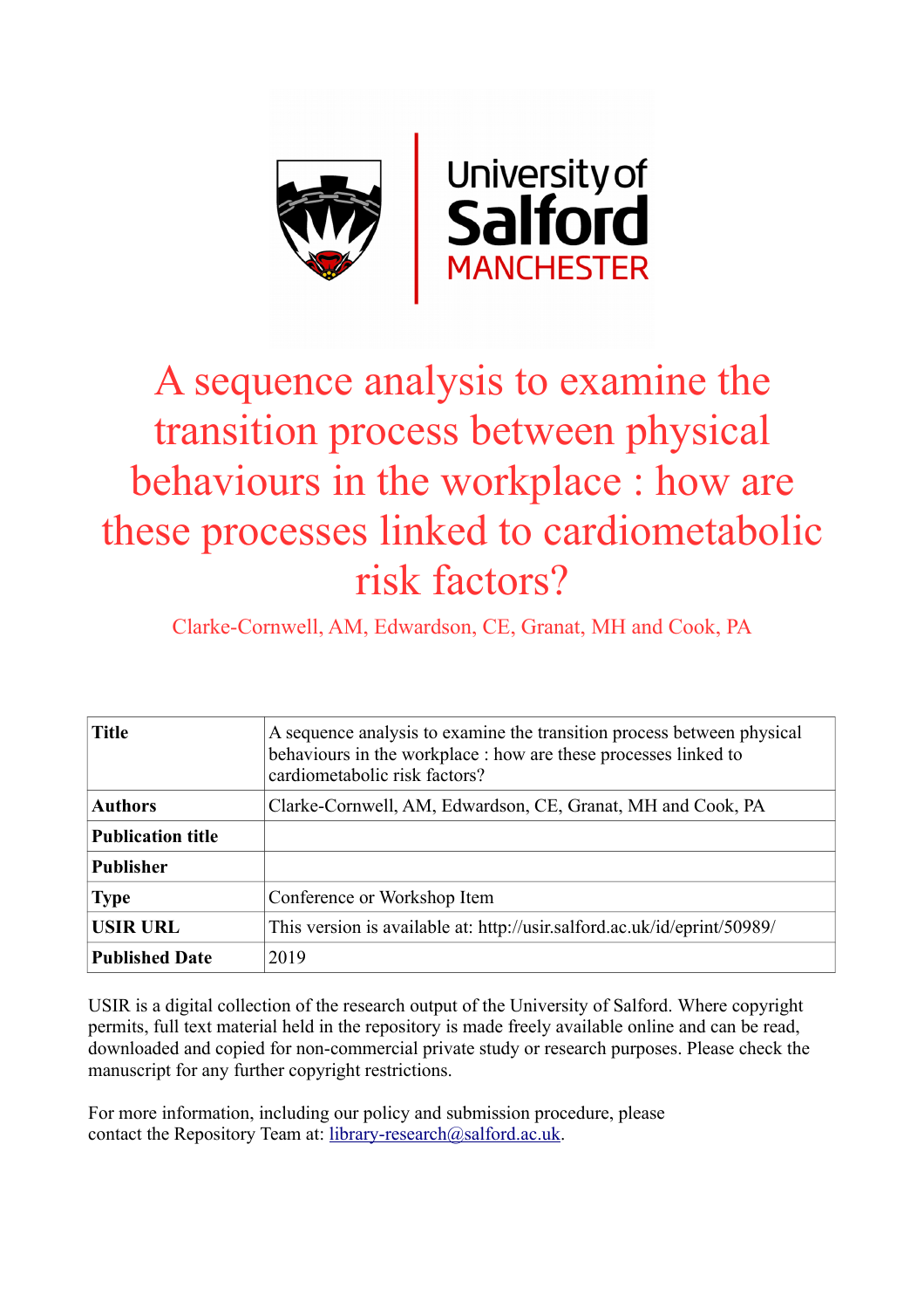# A sequence analysis to examine the transition process between physical behaviours in the workplace : how are these processes linked to cardiometabolic risk factors?

Clarke-Cornwell, AM, Edwardson, CE, Granat, MH and Cook, PA

| Title | A sequence analysis to examine the transition process between physical behaviours in the workplace : how are these processes linked to cardiometabolic risk factors? |
|---|---|
| Authors | Clarke-Cornwell, AM, Edwardson, CE, Granat, MH and Cook, PA |
| Publication title | |
| Publisher | |
| Type | Conference or Workshop Item |
| USIR URL | This version is available at: http://usir.salford.ac.uk/id/eprint/50989/ |
| Published Date | 2019 |

USIR is a digital collection of the research output of the University of Salford. Where copyright permits, full text material held in the repository is made freely available online and can be read, downloaded and copied for non-commercial private study or research purposes. Please check the manuscript for any further copyright restrictions.

For more information, including our policy and submission procedure, please contact the Repository Team at: library-research@salford.ac.uk.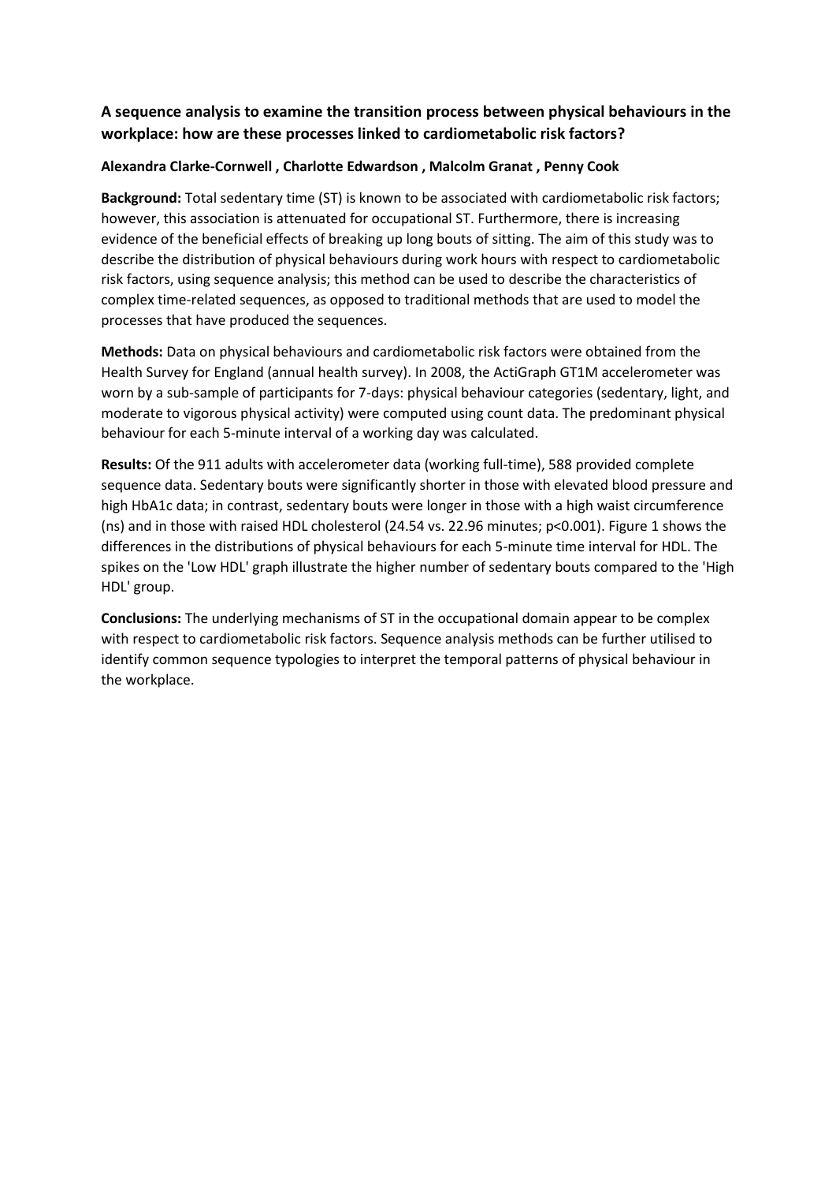### A sequence analysis to examine the transition process between physical behaviours in the workplace: how are these processes linked to cardiometabolic risk factors?

**Alexandra Clarke-Cornwell , Charlotte Edwardson , Malcolm Granat , Penny Cook**

**Background:** Total sedentary time (ST) is known to be associated with cardiometabolic risk factors; however, this association is attenuated for occupational ST. Furthermore, there is increasing evidence of the beneficial effects of breaking up long bouts of sitting. The aim of this study was to describe the distribution of physical behaviours during work hours with respect to cardiometabolic risk factors, using sequence analysis; this method can be used to describe the characteristics of complex time-related sequences, as opposed to traditional methods that are used to model the processes that have produced the sequences.

**Methods:** Data on physical behaviours and cardiometabolic risk factors were obtained from the Health Survey for England (annual health survey). In 2008, the ActiGraph GT1M accelerometer was worn by a sub-sample of participants for 7-days: physical behaviour categories (sedentary, light, and moderate to vigorous physical activity) were computed using count data. The predominant physical behaviour for each 5-minute interval of a working day was calculated.

**Results:** Of the 911 adults with accelerometer data (working full-time), 588 provided complete sequence data. Sedentary bouts were significantly shorter in those with elevated blood pressure and high HbA1c data; in contrast, sedentary bouts were longer in those with a high waist circumference (ns) and in those with raised HDL cholesterol (24.54 vs. 22.96 minutes; $p<0.001$). Figure 1 shows the differences in the distributions of physical behaviours for each 5-minute time interval for HDL. The spikes on the 'Low HDL' graph illustrate the higher number of sedentary bouts compared to the 'High HDL' group.

**Conclusions:** The underlying mechanisms of ST in the occupational domain appear to be complex with respect to cardiometabolic risk factors. Sequence analysis methods can be further utilised to identify common sequence typologies to interpret the temporal patterns of physical behaviour in the workplace.